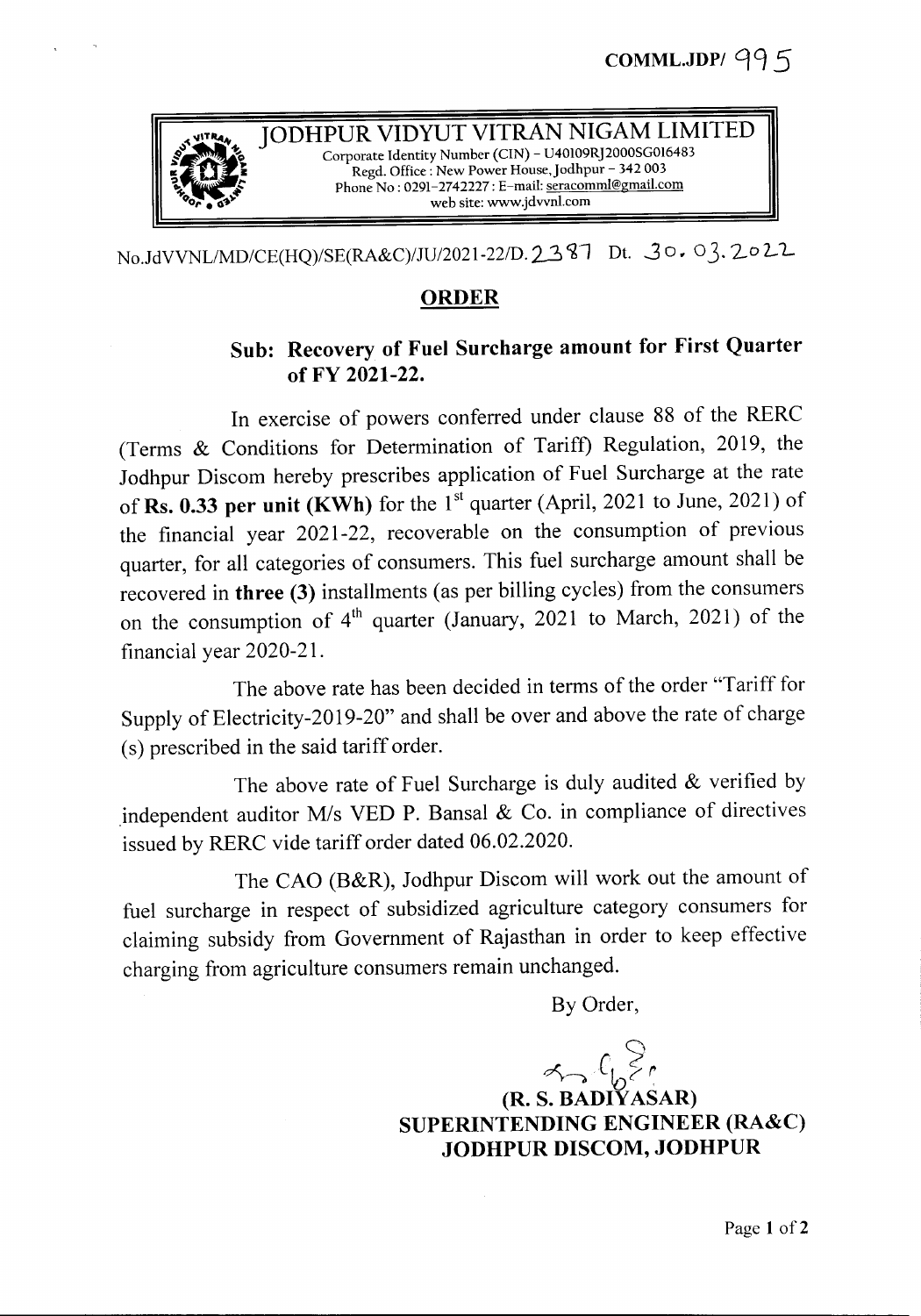**COMML.JDP/ 995**

**JODHPUR VIDYUT VITRAN NIGAM LIMITED**
Corporate Identity Number (CIN) – U40109RJ2000SG016483
Regd. Office : New Power House, Jodhpur – 342 003
Phone No : 0291-2742227 : E-mail: seracomml@gmail.com
web site: www.jdvvnl.com

No.JdVVNL/MD/CE(HQ)/SE(RA&C)/JU/2021-22/D. 2387 Dt. 30.03.2022

## ORDER

### Sub: Recovery of Fuel Surcharge amount for First Quarter of FY 2021-22.

In exercise of powers conferred under clause 88 of the RERC (Terms & Conditions for Determination of Tariff) Regulation, 2019, the Jodhpur Discom hereby prescribes application of Fuel Surcharge at the rate of **Rs. 0.33 per unit (KWh)** for the 1st quarter (April, 2021 to June, 2021) of the financial year 2021-22, recoverable on the consumption of previous quarter, for all categories of consumers. This fuel surcharge amount shall be recovered in **three (3)** installments (as per billing cycles) from the consumers on the consumption of 4th quarter (January, 2021 to March, 2021) of the financial year 2020-21.

The above rate has been decided in terms of the order "Tariff for Supply of Electricity-2019-20" and shall be over and above the rate of charge (s) prescribed in the said tariff order.

The above rate of Fuel Surcharge is duly audited & verified by independent auditor M/s VED P. Bansal & Co. in compliance of directives issued by RERC vide tariff order dated 06.02.2020.

The CAO (B&R), Jodhpur Discom will work out the amount of fuel surcharge in respect of subsidized agriculture category consumers for claiming subsidy from Government of Rajasthan in order to keep effective charging from agriculture consumers remain unchanged.

By Order,

**(R. S. BADIYASAR)**
**SUPERINTENDING ENGINEER (RA&C)**
**JODHPUR DISCOM, JODHPUR**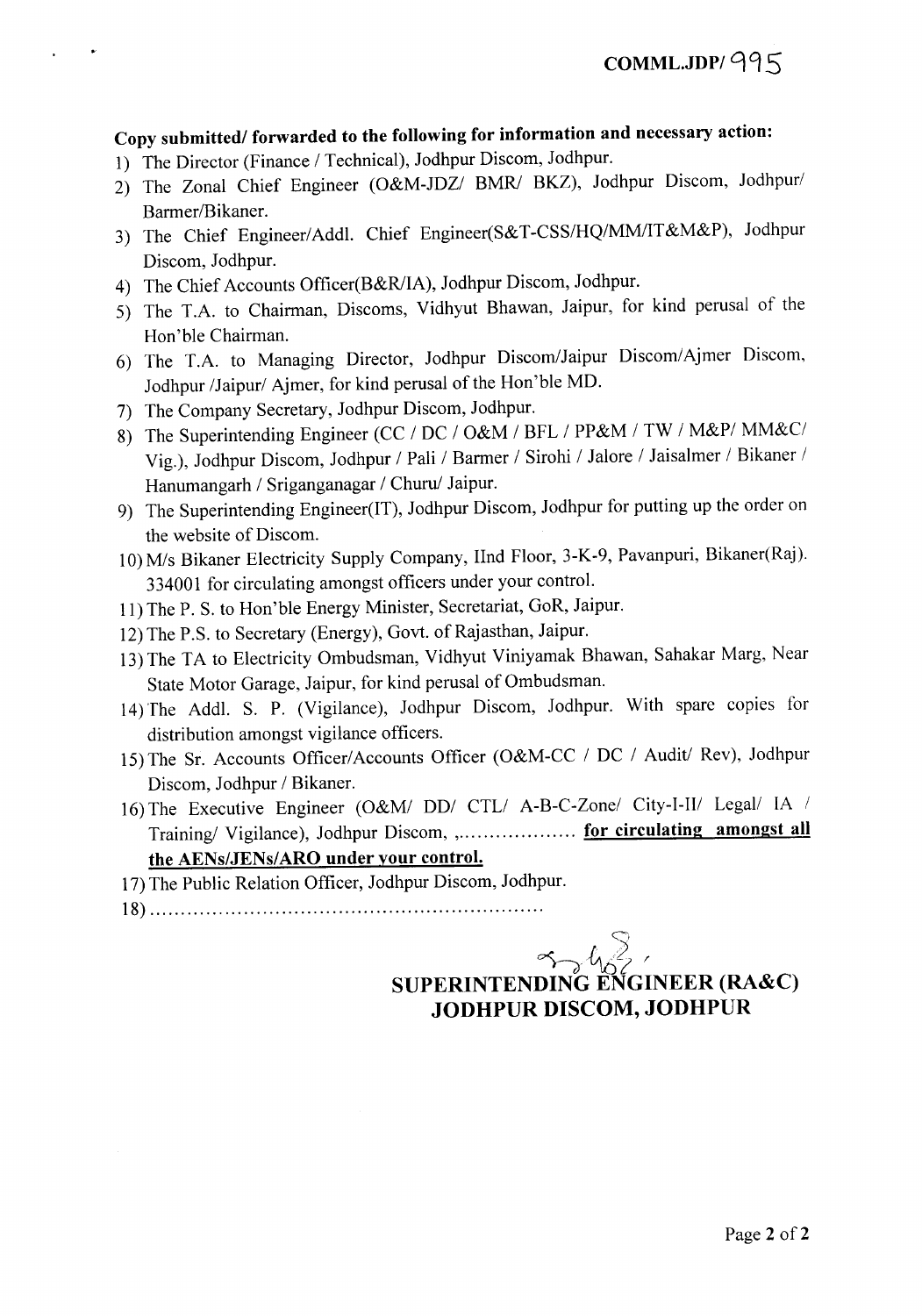COMML.JDP/ 995

**Copy submitted/ forwarded to the following for information and necessary action:**

1) The Director (Finance / Technical), Jodhpur Discom, Jodhpur.
2) The Zonal Chief Engineer (O&M-JDZ/ BMR/ BKZ), Jodhpur Discom, Jodhpur/ Barmer/Bikaner.
3) The Chief Engineer/Addl. Chief Engineer(S&T-CSS/HQ/MM/IT&M&P), Jodhpur Discom, Jodhpur.
4) The Chief Accounts Officer(B&R/IA), Jodhpur Discom, Jodhpur.
5) The T.A. to Chairman, Discoms, Vidhyut Bhawan, Jaipur, for kind perusal of the Hon'ble Chairman.
6) The T.A. to Managing Director, Jodhpur Discom/Jaipur Discom/Ajmer Discom, Jodhpur /Jaipur/ Ajmer, for kind perusal of the Hon'ble MD.
7) The Company Secretary, Jodhpur Discom, Jodhpur.
8) The Superintending Engineer (CC / DC / O&M / BFL / PP&M / TW / M&P/ MM&C/ Vig.), Jodhpur Discom, Jodhpur / Pali / Barmer / Sirohi / Jalore / Jaisalmer / Bikaner / Hanumangarh / Sriganganagar / Churu/ Jaipur.
9) The Superintending Engineer(IT), Jodhpur Discom, Jodhpur for putting up the order on the website of Discom.
10) M/s Bikaner Electricity Supply Company, IInd Floor, 3-K-9, Pavanpuri, Bikaner(Raj). 334001 for circulating amongst officers under your control.
11) The P. S. to Hon'ble Energy Minister, Secretariat, GoR, Jaipur.
12) The P.S. to Secretary (Energy), Govt. of Rajasthan, Jaipur.
13) The TA to Electricity Ombudsman, Vidhyut Viniyamak Bhawan, Sahakar Marg, Near State Motor Garage, Jaipur, for kind perusal of Ombudsman.
14) The Addl. S. P. (Vigilance), Jodhpur Discom, Jodhpur. With spare copies for distribution amongst vigilance officers.
15) The Sr. Accounts Officer/Accounts Officer (O&M-CC / DC / Audit/ Rev), Jodhpur Discom, Jodhpur / Bikaner.
16) The Executive Engineer (O&M/ DD/ CTL/ A-B-C-Zone/ City-I-II/ Legal/ IA / Training/ Vigilance), Jodhpur Discom, ,.................. **for circulating amongst all the AENs/JENs/ARO under your control.**
17) The Public Relation Officer, Jodhpur Discom, Jodhpur.
18) ..............................................................

**SUPERINTENDING ENGINEER (RA&C)**
**JODHPUR DISCOM, JODHPUR**